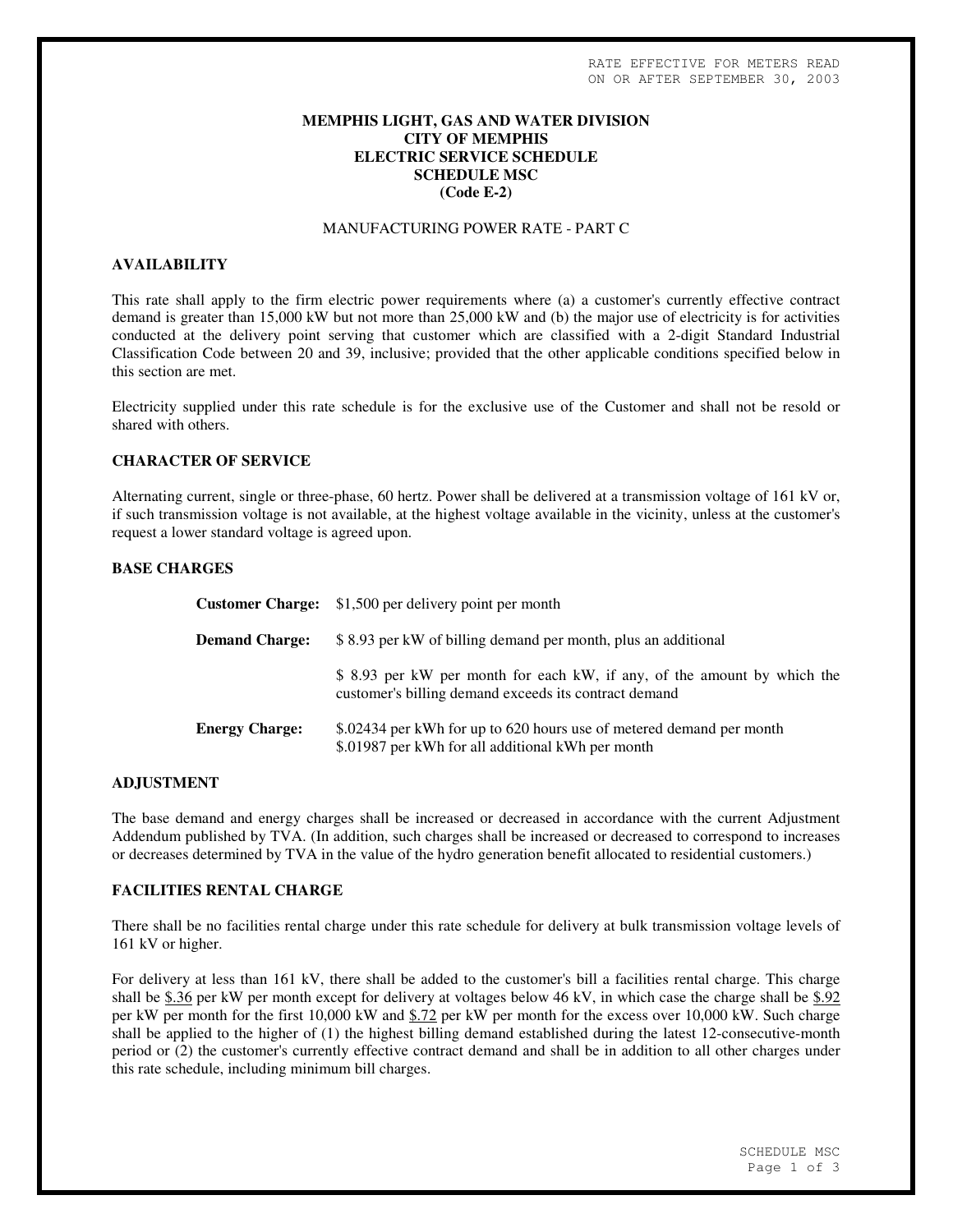RATE EFFECTIVE FOR METERS READ
ON OR AFTER SEPTEMBER 30, 2003

# MEMPHIS LIGHT, GAS AND WATER DIVISION
# CITY OF MEMPHIS
# ELECTRIC SERVICE SCHEDULE
# SCHEDULE MSC
# (Code E-2)

MANUFACTURING POWER RATE - PART C

## AVAILABILITY

This rate shall apply to the firm electric power requirements where (a) a customer's currently effective contract demand is greater than 15,000 kW but not more than 25,000 kW and (b) the major use of electricity is for activities conducted at the delivery point serving that customer which are classified with a 2-digit Standard Industrial Classification Code between 20 and 39, inclusive; provided that the other applicable conditions specified below in this section are met.

Electricity supplied under this rate schedule is for the exclusive use of the Customer and shall not be resold or shared with others.

## CHARACTER OF SERVICE

Alternating current, single or three-phase, 60 hertz. Power shall be delivered at a transmission voltage of 161 kV or, if such transmission voltage is not available, at the highest voltage available in the vicinity, unless at the customer's request a lower standard voltage is agreed upon.

## BASE CHARGES

**Customer Charge:** $1,500 per delivery point per month

**Demand Charge:** $ 8.93 per kW of billing demand per month, plus an additional

$ 8.93 per kW per month for each kW, if any, of the amount by which the customer's billing demand exceeds its contract demand

**Energy Charge:** $.02434 per kWh for up to 620 hours use of metered demand per month
$.01987 per kWh for all additional kWh per month

## ADJUSTMENT

The base demand and energy charges shall be increased or decreased in accordance with the current Adjustment Addendum published by TVA. (In addition, such charges shall be increased or decreased to correspond to increases or decreases determined by TVA in the value of the hydro generation benefit allocated to residential customers.)

## FACILITIES RENTAL CHARGE

There shall be no facilities rental charge under this rate schedule for delivery at bulk transmission voltage levels of 161 kV or higher.

For delivery at less than 161 kV, there shall be added to the customer's bill a facilities rental charge. This charge shall be $.36 per kW per month except for delivery at voltages below 46 kV, in which case the charge shall be $.92 per kW per month for the first 10,000 kW and $.72 per kW per month for the excess over 10,000 kW. Such charge shall be applied to the higher of (1) the highest billing demand established during the latest 12-consecutive-month period or (2) the customer's currently effective contract demand and shall be in addition to all other charges under this rate schedule, including minimum bill charges.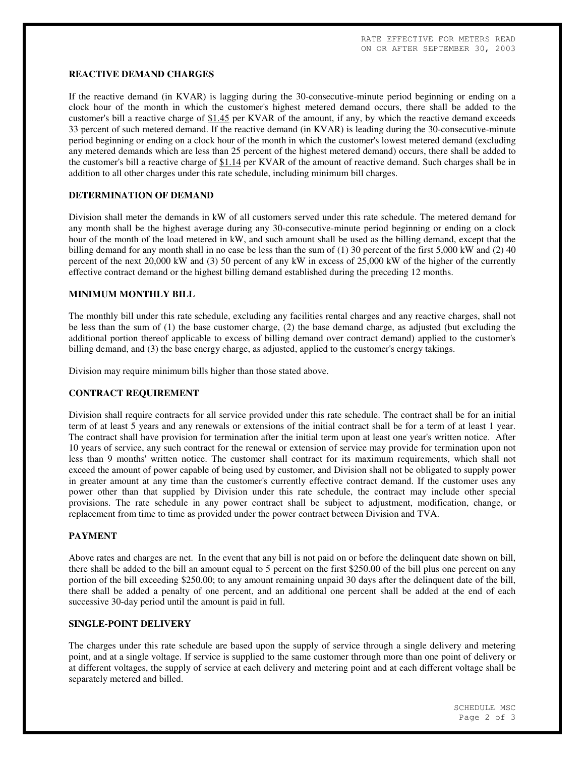## REACTIVE DEMAND CHARGES

If the reactive demand (in KVAR) is lagging during the 30-consecutive-minute period beginning or ending on a clock hour of the month in which the customer's highest metered demand occurs, there shall be added to the customer's bill a reactive charge of $1.45 per KVAR of the amount, if any, by which the reactive demand exceeds 33 percent of such metered demand. If the reactive demand (in KVAR) is leading during the 30-consecutive-minute period beginning or ending on a clock hour of the month in which the customer's lowest metered demand (excluding any metered demands which are less than 25 percent of the highest metered demand) occurs, there shall be added to the customer's bill a reactive charge of $1.14 per KVAR of the amount of reactive demand. Such charges shall be in addition to all other charges under this rate schedule, including minimum bill charges.

## DETERMINATION OF DEMAND

Division shall meter the demands in kW of all customers served under this rate schedule. The metered demand for any month shall be the highest average during any 30-consecutive-minute period beginning or ending on a clock hour of the month of the load metered in kW, and such amount shall be used as the billing demand, except that the billing demand for any month shall in no case be less than the sum of (1) 30 percent of the first 5,000 kW and (2) 40 percent of the next 20,000 kW and (3) 50 percent of any kW in excess of 25,000 kW of the higher of the currently effective contract demand or the highest billing demand established during the preceding 12 months.

## MINIMUM MONTHLY BILL

The monthly bill under this rate schedule, excluding any facilities rental charges and any reactive charges, shall not be less than the sum of (1) the base customer charge, (2) the base demand charge, as adjusted (but excluding the additional portion thereof applicable to excess of billing demand over contract demand) applied to the customer's billing demand, and (3) the base energy charge, as adjusted, applied to the customer's energy takings.

Division may require minimum bills higher than those stated above.

## CONTRACT REQUIREMENT

Division shall require contracts for all service provided under this rate schedule. The contract shall be for an initial term of at least 5 years and any renewals or extensions of the initial contract shall be for a term of at least 1 year. The contract shall have provision for termination after the initial term upon at least one year's written notice. After 10 years of service, any such contract for the renewal or extension of service may provide for termination upon not less than 9 months' written notice. The customer shall contract for its maximum requirements, which shall not exceed the amount of power capable of being used by customer, and Division shall not be obligated to supply power in greater amount at any time than the customer's currently effective contract demand. If the customer uses any power other than that supplied by Division under this rate schedule, the contract may include other special provisions. The rate schedule in any power contract shall be subject to adjustment, modification, change, or replacement from time to time as provided under the power contract between Division and TVA.

## PAYMENT

Above rates and charges are net. In the event that any bill is not paid on or before the delinquent date shown on bill, there shall be added to the bill an amount equal to 5 percent on the first $250.00 of the bill plus one percent on any portion of the bill exceeding $250.00; to any amount remaining unpaid 30 days after the delinquent date of the bill, there shall be added a penalty of one percent, and an additional one percent shall be added at the end of each successive 30-day period until the amount is paid in full.

## SINGLE-POINT DELIVERY

The charges under this rate schedule are based upon the supply of service through a single delivery and metering point, and at a single voltage. If service is supplied to the same customer through more than one point of delivery or at different voltages, the supply of service at each delivery and metering point and at each different voltage shall be separately metered and billed.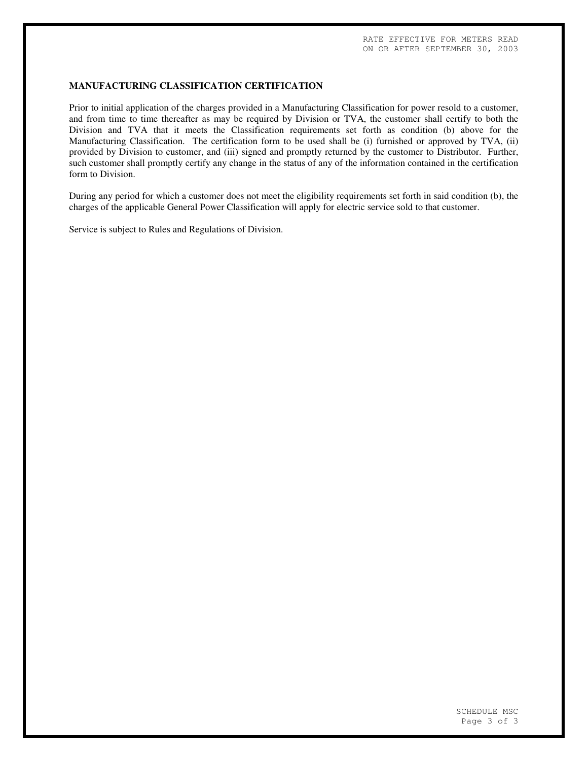## MANUFACTURING CLASSIFICATION CERTIFICATION

Prior to initial application of the charges provided in a Manufacturing Classification for power resold to a customer, and from time to time thereafter as may be required by Division or TVA, the customer shall certify to both the Division and TVA that it meets the Classification requirements set forth as condition (b) above for the Manufacturing Classification. The certification form to be used shall be (i) furnished or approved by TVA, (ii) provided by Division to customer, and (iii) signed and promptly returned by the customer to Distributor. Further, such customer shall promptly certify any change in the status of any of the information contained in the certification form to Division.

During any period for which a customer does not meet the eligibility requirements set forth in said condition (b), the charges of the applicable General Power Classification will apply for electric service sold to that customer.

Service is subject to Rules and Regulations of Division.